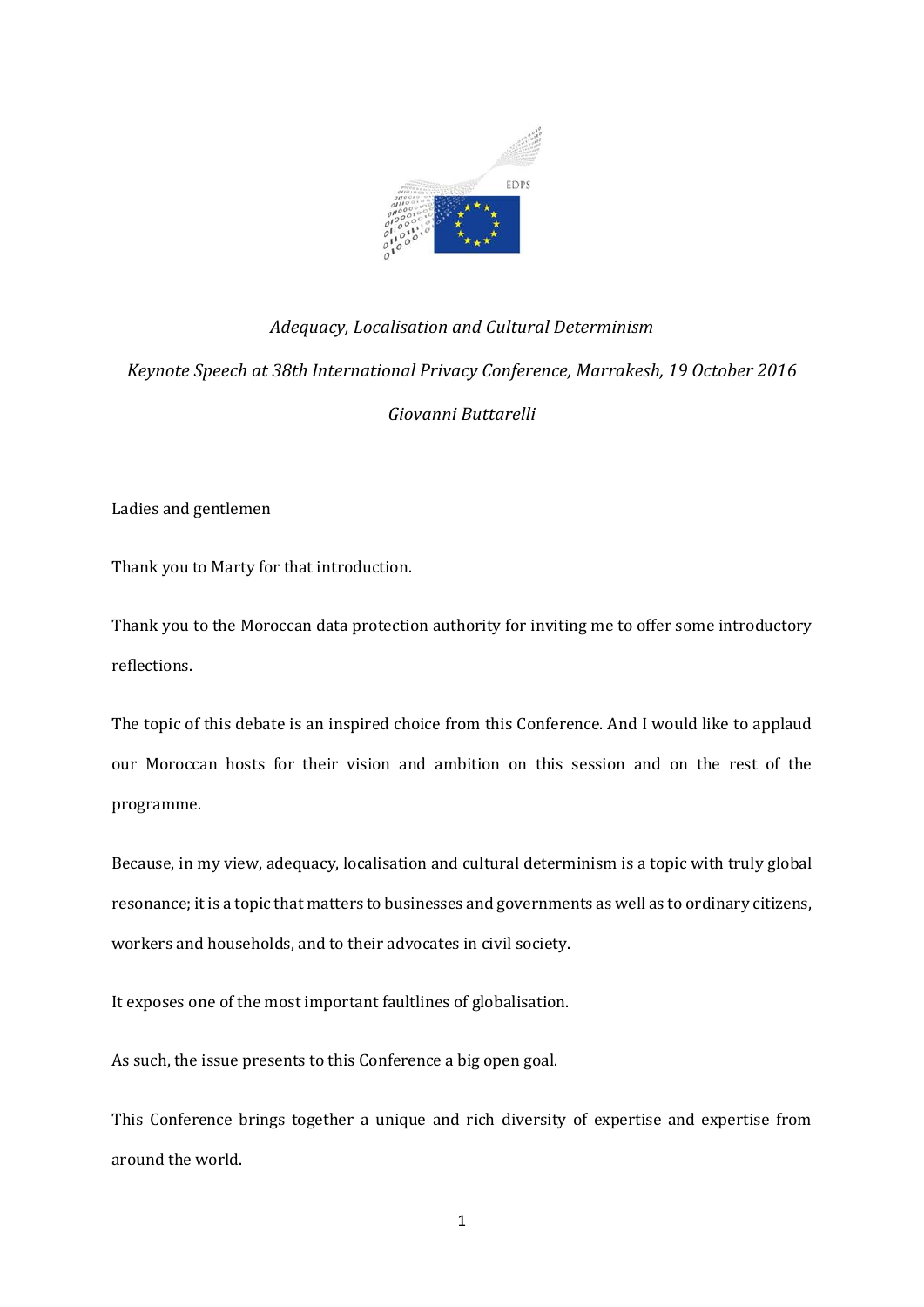*Adequacy, Localisation and Cultural Determinism*

*Keynote Speech at 38th International Privacy Conference, Marrakesh, 19 October 2016*

*Giovanni Buttarelli*

Ladies and gentlemen

Thank you to Marty for that introduction.

Thank you to the Moroccan data protection authority for inviting me to offer some introductory reflections.

The topic of this debate is an inspired choice from this Conference. And I would like to applaud our Moroccan hosts for their vision and ambition on this session and on the rest of the programme.

Because, in my view, adequacy, localisation and cultural determinism is a topic with truly global resonance; it is a topic that matters to businesses and governments as well as to ordinary citizens, workers and households, and to their advocates in civil society.

It exposes one of the most important faultlines of globalisation.

As such, the issue presents to this Conference a big open goal.

This Conference brings together a unique and rich diversity of expertise and expertise from around the world.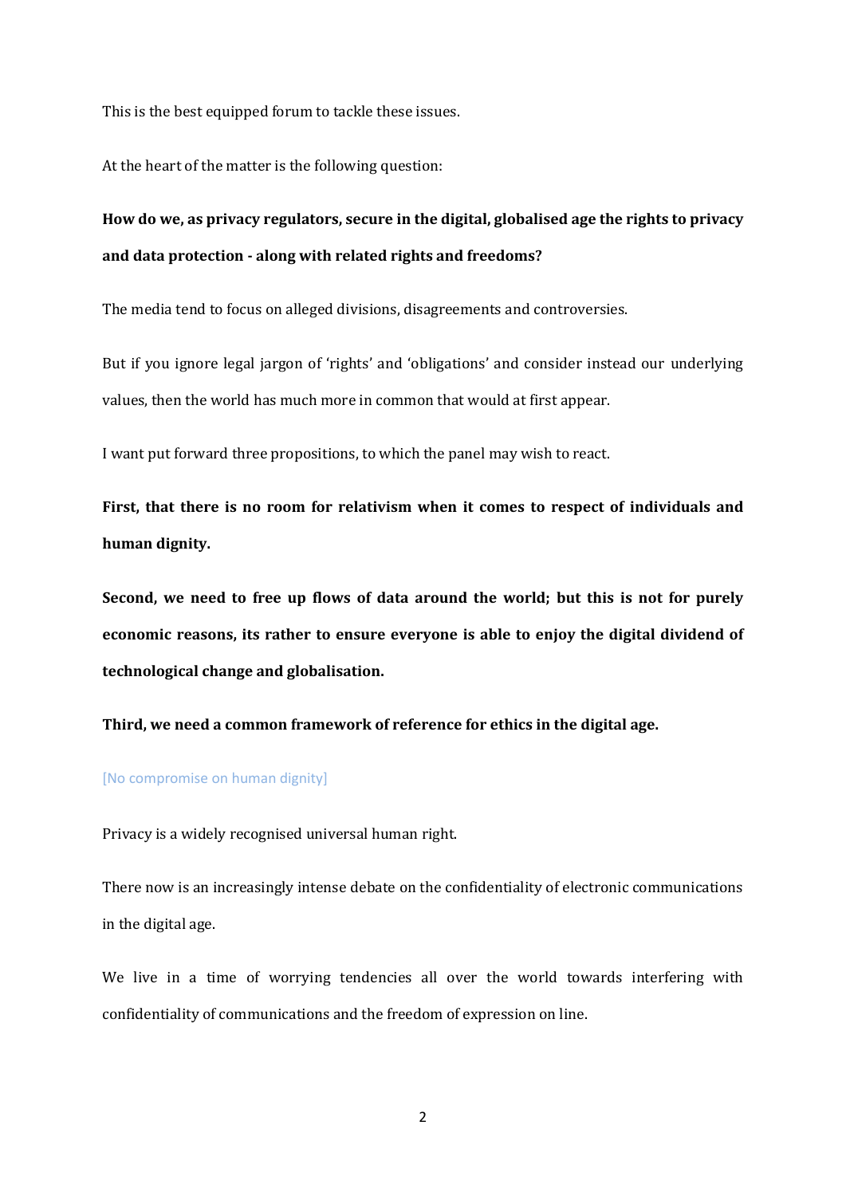This is the best equipped forum to tackle these issues.

At the heart of the matter is the following question:

**How do we, as privacy regulators, secure in the digital, globalised age the rights to privacy and data protection - along with related rights and freedoms?**

The media tend to focus on alleged divisions, disagreements and controversies.

But if you ignore legal jargon of 'rights' and 'obligations' and consider instead our underlying values, then the world has much more in common that would at first appear.

I want put forward three propositions, to which the panel may wish to react.

**First, that there is no room for relativism when it comes to respect of individuals and human dignity.**

**Second, we need to free up flows of data around the world; but this is not for purely economic reasons, its rather to ensure everyone is able to enjoy the digital dividend of technological change and globalisation.**

**Third, we need a common framework of reference for ethics in the digital age.**

[No compromise on human dignity]

Privacy is a widely recognised universal human right.

There now is an increasingly intense debate on the confidentiality of electronic communications in the digital age.

We live in a time of worrying tendencies all over the world towards interfering with confidentiality of communications and the freedom of expression on line.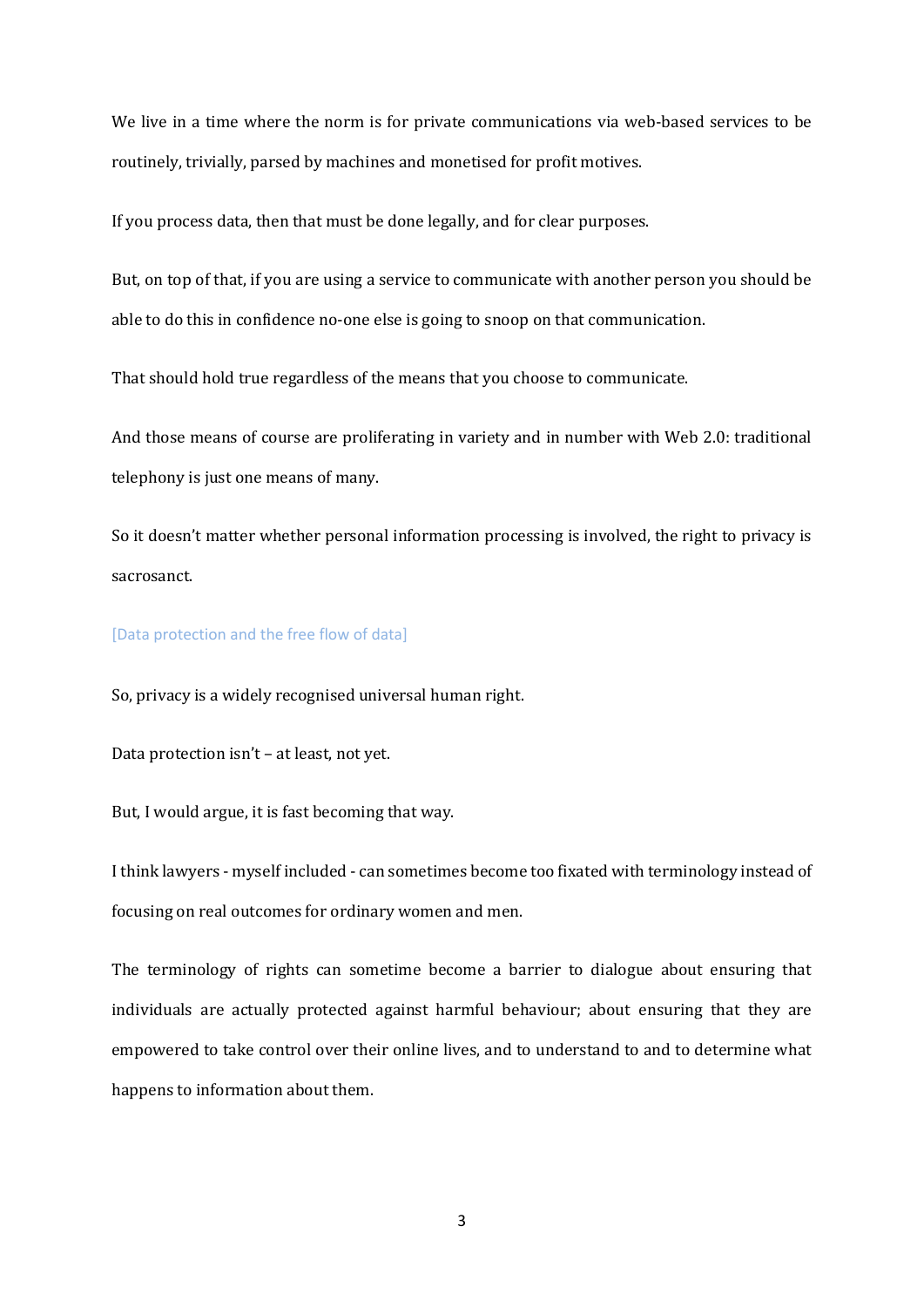We live in a time where the norm is for private communications via web-based services to be routinely, trivially, parsed by machines and monetised for profit motives.

If you process data, then that must be done legally, and for clear purposes.

But, on top of that, if you are using a service to communicate with another person you should be able to do this in confidence no-one else is going to snoop on that communication.

That should hold true regardless of the means that you choose to communicate.

And those means of course are proliferating in variety and in number with Web 2.0: traditional telephony is just one means of many.

So it doesn't matter whether personal information processing is involved, the right to privacy is sacrosanct.

[Data protection and the free flow of data]

So, privacy is a widely recognised universal human right.

Data protection isn't – at least, not yet.

But, I would argue, it is fast becoming that way.

I think lawyers - myself included - can sometimes become too fixated with terminology instead of focusing on real outcomes for ordinary women and men.

The terminology of rights can sometime become a barrier to dialogue about ensuring that individuals are actually protected against harmful behaviour; about ensuring that they are empowered to take control over their online lives, and to understand to and to determine what happens to information about them.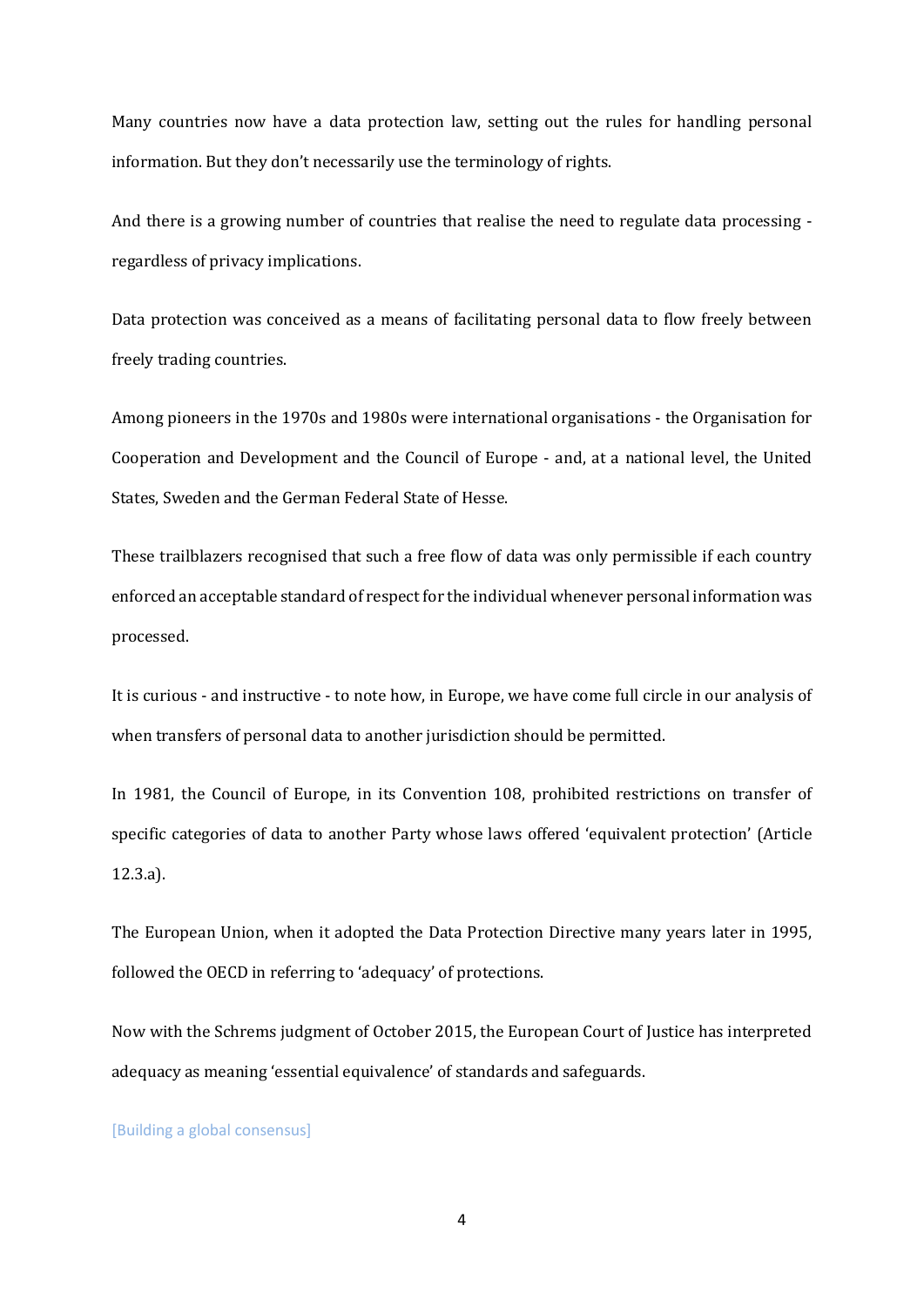Many countries now have a data protection law, setting out the rules for handling personal information. But they don't necessarily use the terminology of rights.

And there is a growing number of countries that realise the need to regulate data processing - regardless of privacy implications.

Data protection was conceived as a means of facilitating personal data to flow freely between freely trading countries.

Among pioneers in the 1970s and 1980s were international organisations - the Organisation for Cooperation and Development and the Council of Europe - and, at a national level, the United States, Sweden and the German Federal State of Hesse.

These trailblazers recognised that such a free flow of data was only permissible if each country enforced an acceptable standard of respect for the individual whenever personal information was processed.

It is curious - and instructive - to note how, in Europe, we have come full circle in our analysis of when transfers of personal data to another jurisdiction should be permitted.

In 1981, the Council of Europe, in its Convention 108, prohibited restrictions on transfer of specific categories of data to another Party whose laws offered 'equivalent protection' (Article 12.3.a).

The European Union, when it adopted the Data Protection Directive many years later in 1995, followed the OECD in referring to 'adequacy' of protections.

Now with the Schrems judgment of October 2015, the European Court of Justice has interpreted adequacy as meaning 'essential equivalence' of standards and safeguards.

[Building a global consensus]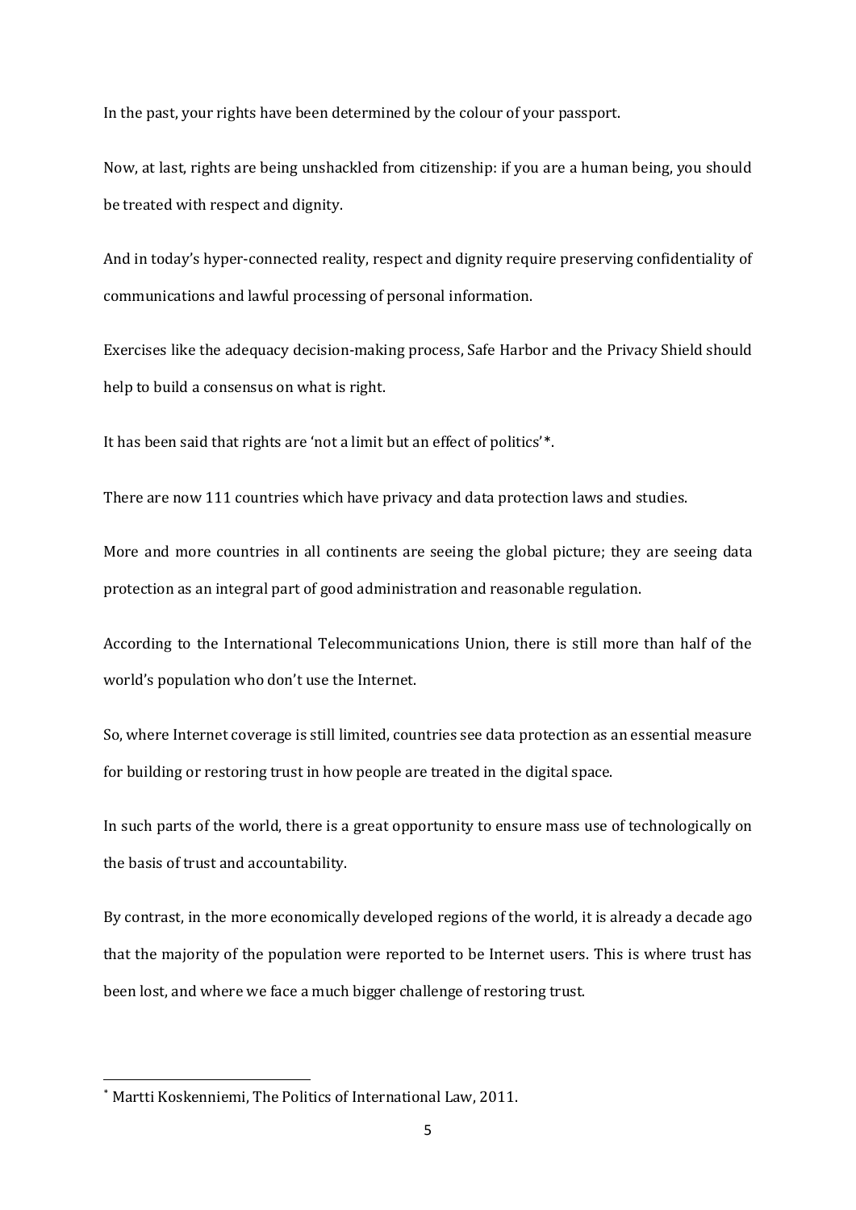In the past, your rights have been determined by the colour of your passport.

Now, at last, rights are being unshackled from citizenship: if you are a human being, you should be treated with respect and dignity.

And in today's hyper-connected reality, respect and dignity require preserving confidentiality of communications and lawful processing of personal information.

Exercises like the adequacy decision-making process, Safe Harbor and the Privacy Shield should help to build a consensus on what is right.

It has been said that rights are 'not a limit but an effect of politics'*.

There are now 111 countries which have privacy and data protection laws and studies.

More and more countries in all continents are seeing the global picture; they are seeing data protection as an integral part of good administration and reasonable regulation.

According to the International Telecommunications Union, there is still more than half of the world's population who don't use the Internet.

So, where Internet coverage is still limited, countries see data protection as an essential measure for building or restoring trust in how people are treated in the digital space.

In such parts of the world, there is a great opportunity to ensure mass use of technologically on the basis of trust and accountability.

By contrast, in the more economically developed regions of the world, it is already a decade ago that the majority of the population were reported to be Internet users. This is where trust has been lost, and where we face a much bigger challenge of restoring trust.

---

* Martti Koskenniemi, The Politics of International Law, 2011.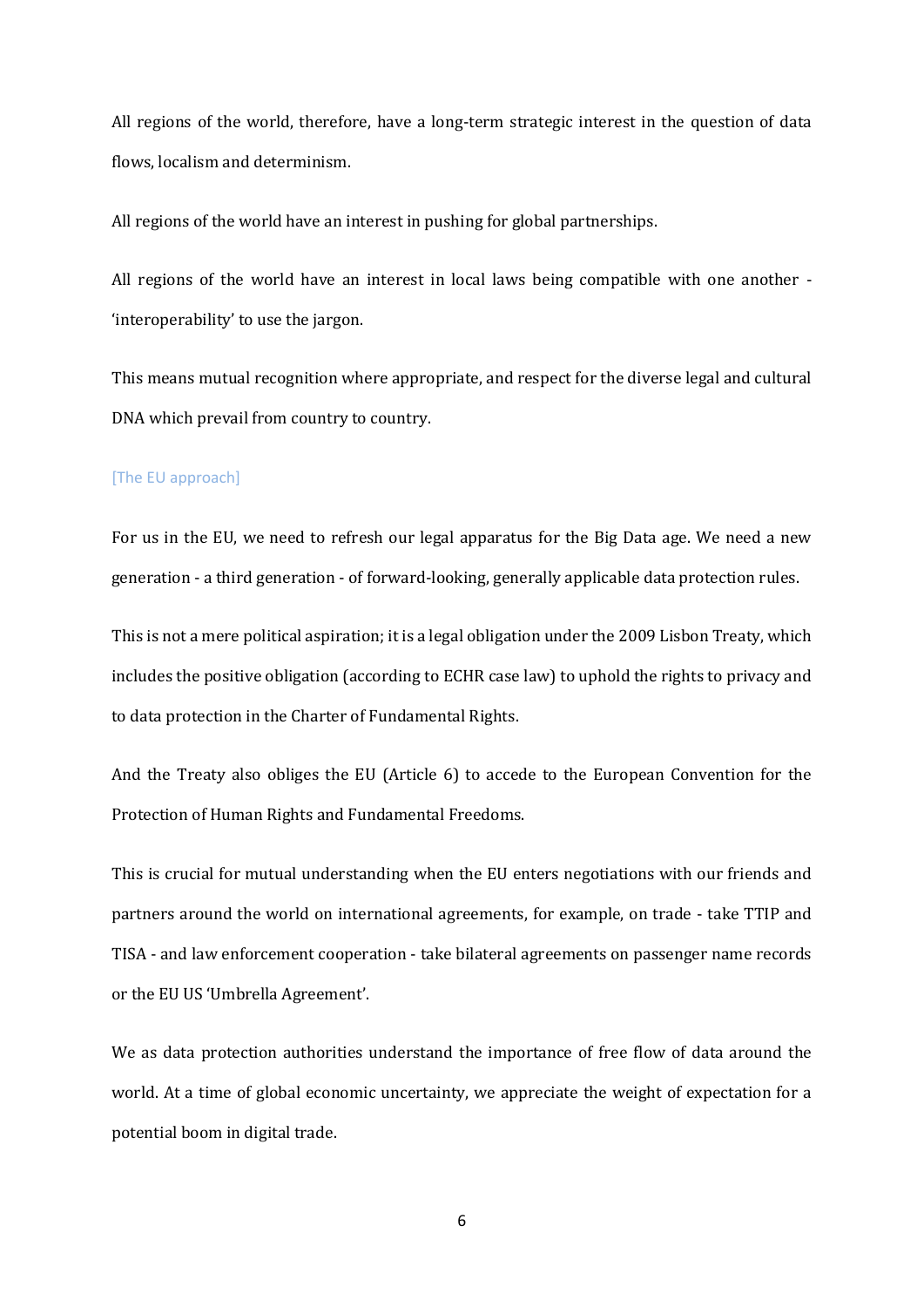All regions of the world, therefore, have a long-term strategic interest in the question of data flows, localism and determinism.

All regions of the world have an interest in pushing for global partnerships.

All regions of the world have an interest in local laws being compatible with one another - 'interoperability' to use the jargon.

This means mutual recognition where appropriate, and respect for the diverse legal and cultural DNA which prevail from country to country.

[The EU approach]

For us in the EU, we need to refresh our legal apparatus for the Big Data age. We need a new generation - a third generation - of forward-looking, generally applicable data protection rules.

This is not a mere political aspiration; it is a legal obligation under the 2009 Lisbon Treaty, which includes the positive obligation (according to ECHR case law) to uphold the rights to privacy and to data protection in the Charter of Fundamental Rights.

And the Treaty also obliges the EU (Article 6) to accede to the European Convention for the Protection of Human Rights and Fundamental Freedoms.

This is crucial for mutual understanding when the EU enters negotiations with our friends and partners around the world on international agreements, for example, on trade - take TTIP and TISA - and law enforcement cooperation - take bilateral agreements on passenger name records or the EU US 'Umbrella Agreement'.

We as data protection authorities understand the importance of free flow of data around the world. At a time of global economic uncertainty, we appreciate the weight of expectation for a potential boom in digital trade.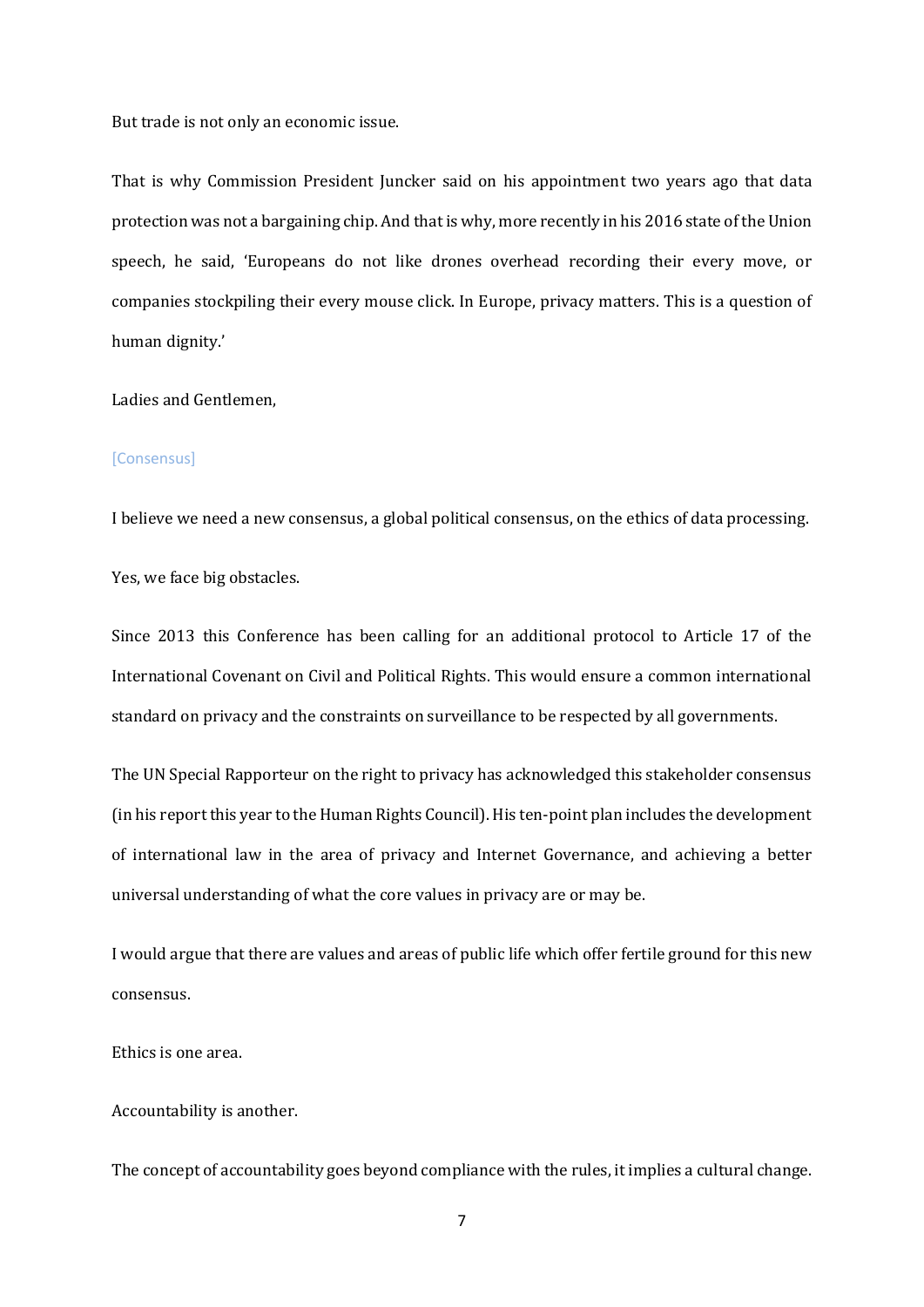But trade is not only an economic issue.

That is why Commission President Juncker said on his appointment two years ago that data protection was not a bargaining chip. And that is why, more recently in his 2016 state of the Union speech, he said, 'Europeans do not like drones overhead recording their every move, or companies stockpiling their every mouse click. In Europe, privacy matters. This is a question of human dignity.'

Ladies and Gentlemen,

[Consensus]

I believe we need a new consensus, a global political consensus, on the ethics of data processing.

Yes, we face big obstacles.

Since 2013 this Conference has been calling for an additional protocol to Article 17 of the International Covenant on Civil and Political Rights. This would ensure a common international standard on privacy and the constraints on surveillance to be respected by all governments.

The UN Special Rapporteur on the right to privacy has acknowledged this stakeholder consensus (in his report this year to the Human Rights Council). His ten-point plan includes the development of international law in the area of privacy and Internet Governance, and achieving a better universal understanding of what the core values in privacy are or may be.

I would argue that there are values and areas of public life which offer fertile ground for this new consensus.

Ethics is one area.

Accountability is another.

The concept of accountability goes beyond compliance with the rules, it implies a cultural change.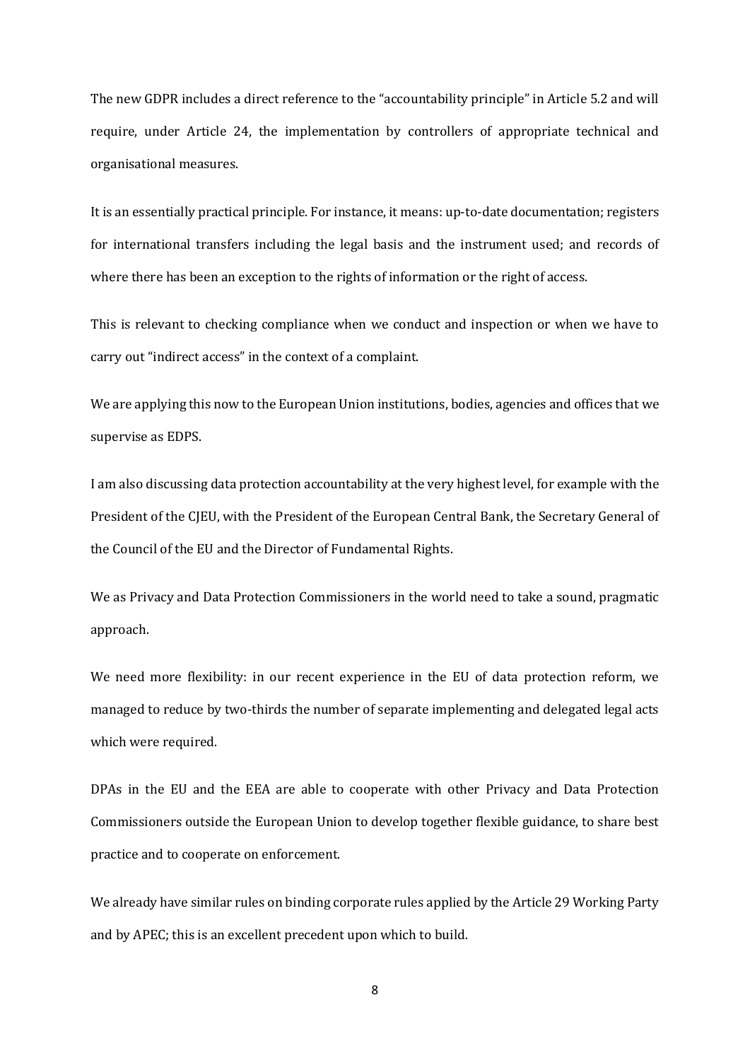The new GDPR includes a direct reference to the "accountability principle" in Article 5.2 and will require, under Article 24, the implementation by controllers of appropriate technical and organisational measures.

It is an essentially practical principle. For instance, it means: up-to-date documentation; registers for international transfers including the legal basis and the instrument used; and records of where there has been an exception to the rights of information or the right of access.

This is relevant to checking compliance when we conduct and inspection or when we have to carry out "indirect access" in the context of a complaint.

We are applying this now to the European Union institutions, bodies, agencies and offices that we supervise as EDPS.

I am also discussing data protection accountability at the very highest level, for example with the President of the CJEU, with the President of the European Central Bank, the Secretary General of the Council of the EU and the Director of Fundamental Rights.

We as Privacy and Data Protection Commissioners in the world need to take a sound, pragmatic approach.

We need more flexibility: in our recent experience in the EU of data protection reform, we managed to reduce by two-thirds the number of separate implementing and delegated legal acts which were required.

DPAs in the EU and the EEA are able to cooperate with other Privacy and Data Protection Commissioners outside the European Union to develop together flexible guidance, to share best practice and to cooperate on enforcement.

We already have similar rules on binding corporate rules applied by the Article 29 Working Party and by APEC; this is an excellent precedent upon which to build.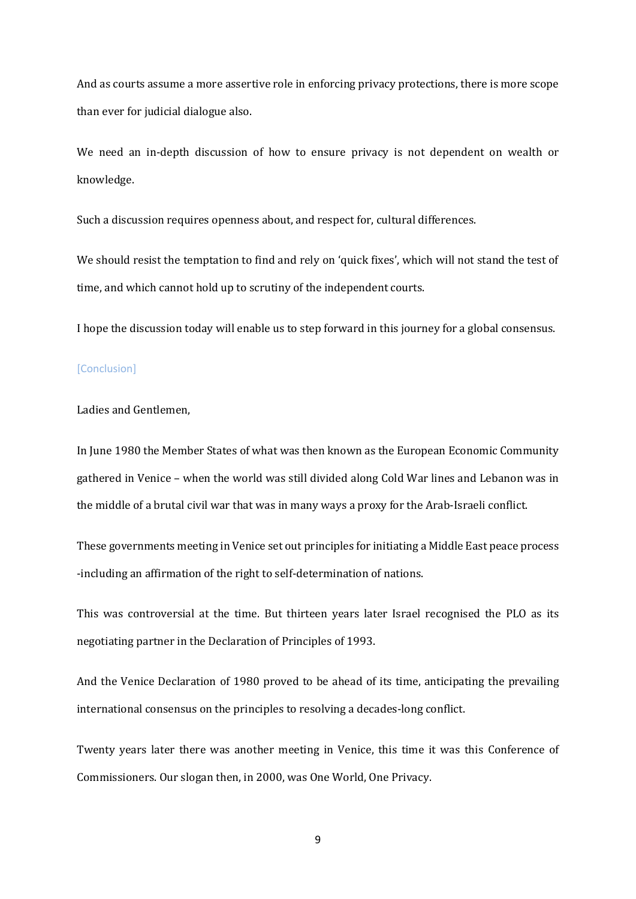And as courts assume a more assertive role in enforcing privacy protections, there is more scope than ever for judicial dialogue also.

We need an in-depth discussion of how to ensure privacy is not dependent on wealth or knowledge.

Such a discussion requires openness about, and respect for, cultural differences.

We should resist the temptation to find and rely on 'quick fixes', which will not stand the test of time, and which cannot hold up to scrutiny of the independent courts.

I hope the discussion today will enable us to step forward in this journey for a global consensus.

[Conclusion]

Ladies and Gentlemen,

In June 1980 the Member States of what was then known as the European Economic Community gathered in Venice – when the world was still divided along Cold War lines and Lebanon was in the middle of a brutal civil war that was in many ways a proxy for the Arab-Israeli conflict.

These governments meeting in Venice set out principles for initiating a Middle East peace process -including an affirmation of the right to self-determination of nations.

This was controversial at the time. But thirteen years later Israel recognised the PLO as its negotiating partner in the Declaration of Principles of 1993.

And the Venice Declaration of 1980 proved to be ahead of its time, anticipating the prevailing international consensus on the principles to resolving a decades-long conflict.

Twenty years later there was another meeting in Venice, this time it was this Conference of Commissioners. Our slogan then, in 2000, was One World, One Privacy.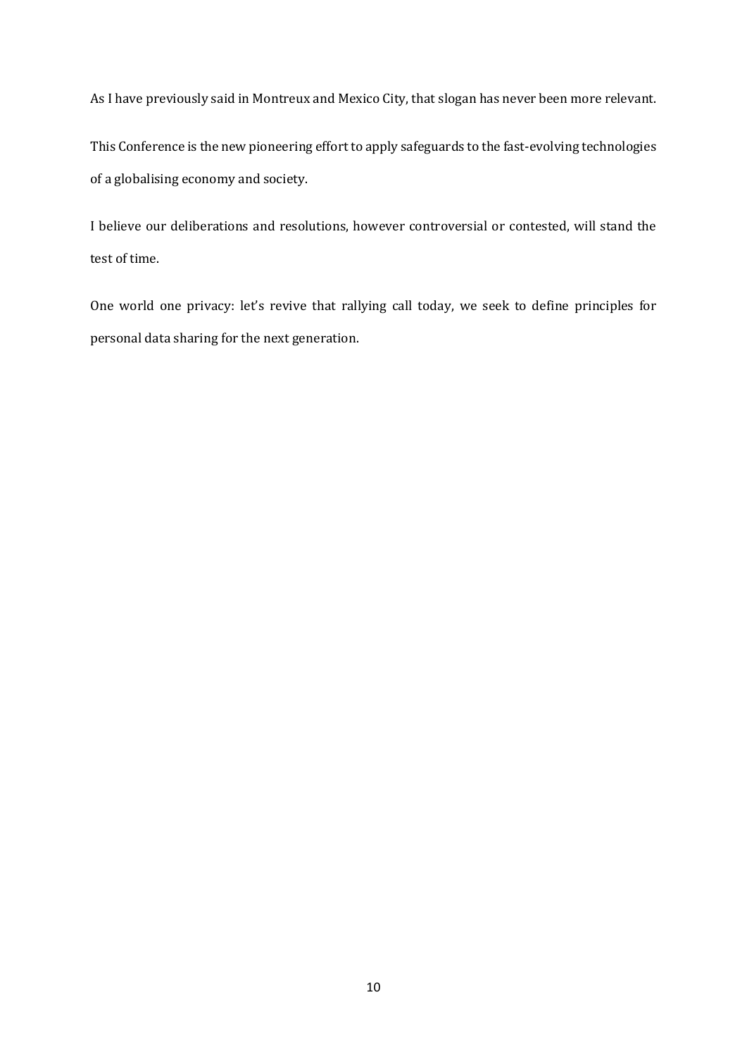As I have previously said in Montreux and Mexico City, that slogan has never been more relevant.

This Conference is the new pioneering effort to apply safeguards to the fast-evolving technologies of a globalising economy and society.

I believe our deliberations and resolutions, however controversial or contested, will stand the test of time.

One world one privacy: let's revive that rallying call today, we seek to define principles for personal data sharing for the next generation.